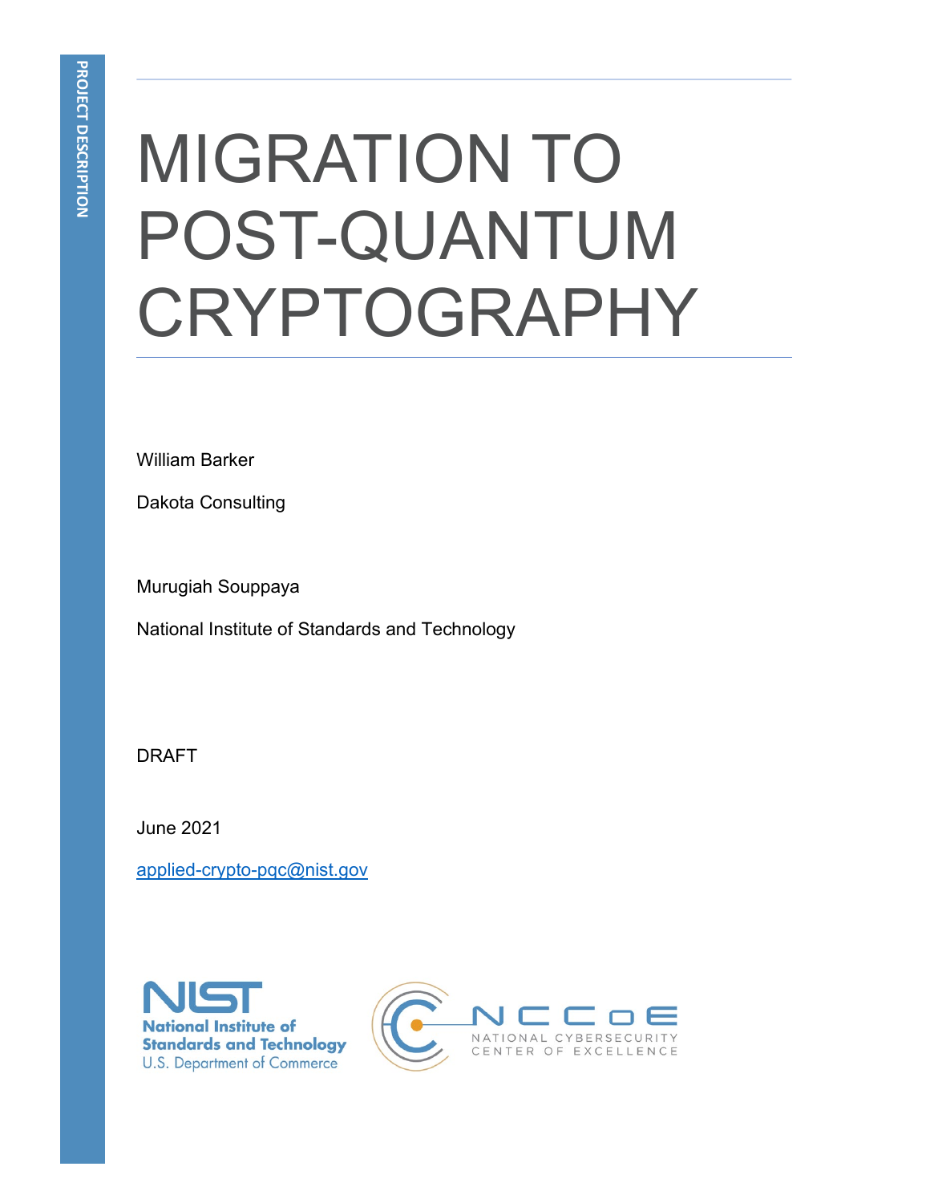PROJECT DESCRIPTION

# MIGRATION TO POST-QUANTUM CRYPTOGRAPHY

William Barker

Dakota Consulting

Murugiah Souppaya

National Institute of Standards and Technology

DRAFT

June 2021

applied-crypto-pqc@nist.gov

National Institute of Standards and Technology
U.S. Department of Commerce

NCCoE
NATIONAL CYBERSECURITY CENTER OF EXCELLENCE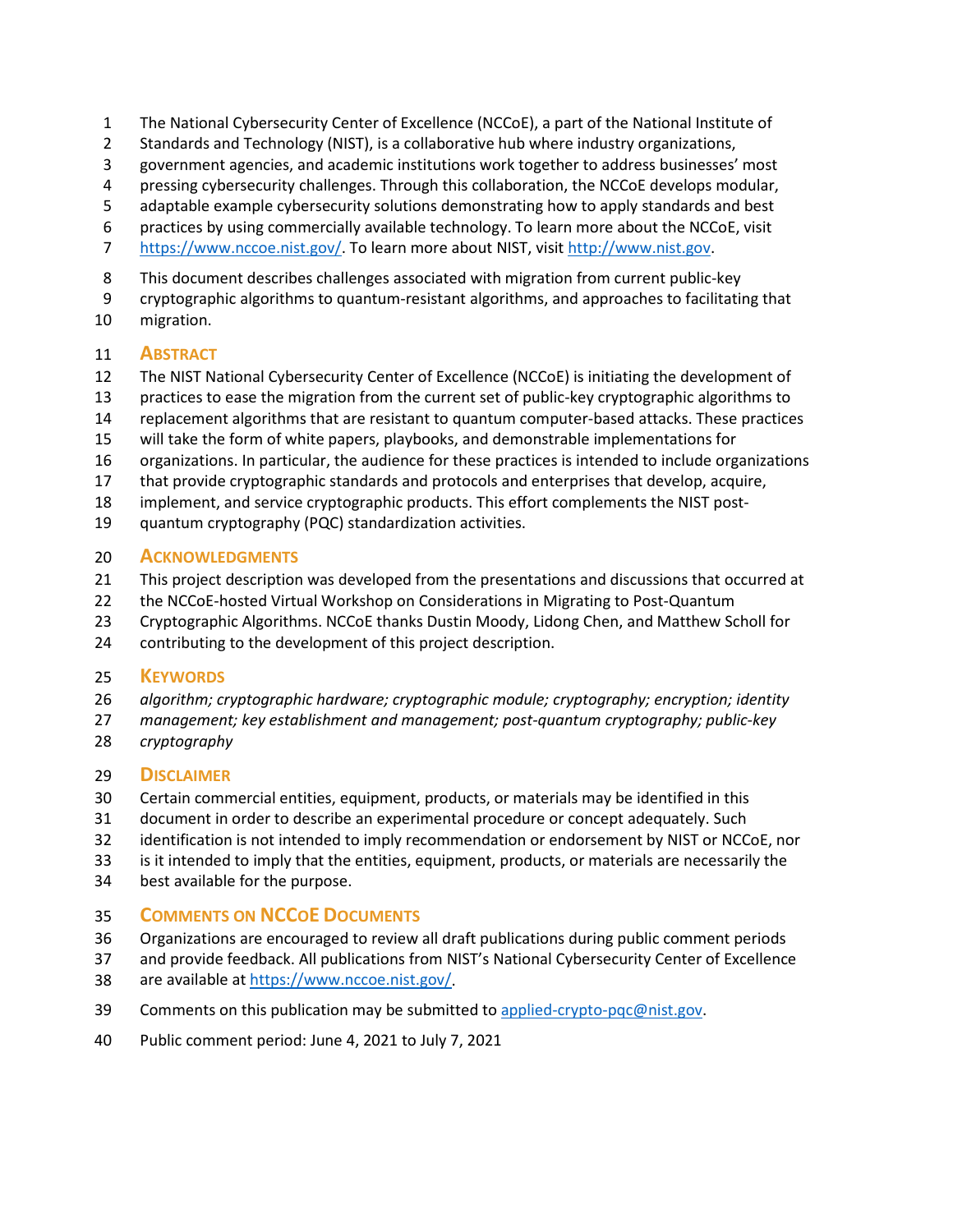The National Cybersecurity Center of Excellence (NCCoE), a part of the National Institute of Standards and Technology (NIST), is a collaborative hub where industry organizations, government agencies, and academic institutions work together to address businesses' most pressing cybersecurity challenges. Through this collaboration, the NCCoE develops modular, adaptable example cybersecurity solutions demonstrating how to apply standards and best practices by using commercially available technology. To learn more about the NCCoE, visit https://www.nccoe.nist.gov/. To learn more about NIST, visit http://www.nist.gov.

This document describes challenges associated with migration from current public-key cryptographic algorithms to quantum-resistant algorithms, and approaches to facilitating that migration.

## Abstract

The NIST National Cybersecurity Center of Excellence (NCCoE) is initiating the development of practices to ease the migration from the current set of public-key cryptographic algorithms to replacement algorithms that are resistant to quantum computer-based attacks. These practices will take the form of white papers, playbooks, and demonstrable implementations for organizations. In particular, the audience for these practices is intended to include organizations that provide cryptographic standards and protocols and enterprises that develop, acquire, implement, and service cryptographic products. This effort complements the NIST post-quantum cryptography (PQC) standardization activities.

## Acknowledgments

This project description was developed from the presentations and discussions that occurred at the NCCoE-hosted Virtual Workshop on Considerations in Migrating to Post-Quantum Cryptographic Algorithms. NCCoE thanks Dustin Moody, Lidong Chen, and Matthew Scholl for contributing to the development of this project description.

## Keywords

*algorithm; cryptographic hardware; cryptographic module; cryptography; encryption; identity management; key establishment and management; post-quantum cryptography; public-key cryptography*

## Disclaimer

Certain commercial entities, equipment, products, or materials may be identified in this document in order to describe an experimental procedure or concept adequately. Such identification is not intended to imply recommendation or endorsement by NIST or NCCoE, nor is it intended to imply that the entities, equipment, products, or materials are necessarily the best available for the purpose.

## Comments on NCCoE Documents

Organizations are encouraged to review all draft publications during public comment periods and provide feedback. All publications from NIST's National Cybersecurity Center of Excellence are available at https://www.nccoe.nist.gov/.

Comments on this publication may be submitted to applied-crypto-pqc@nist.gov.

Public comment period: June 4, 2021 to July 7, 2021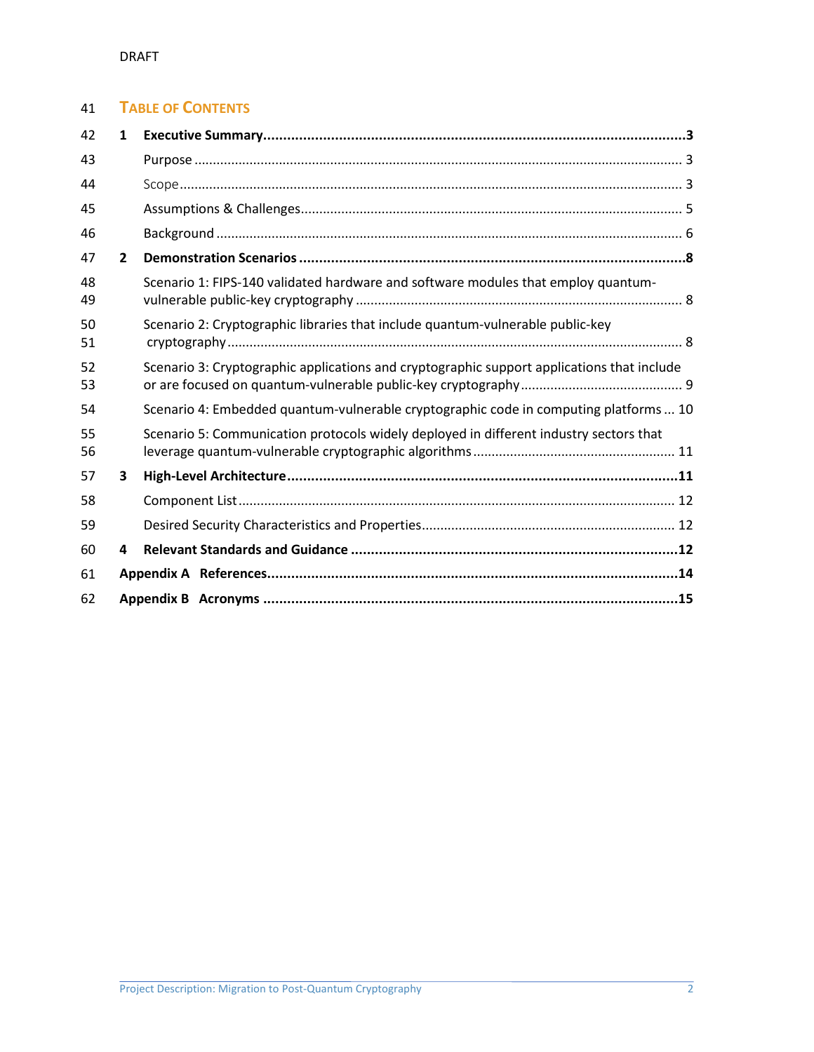DRAFT

# Table of Contents

**1 Executive Summary** ........ **3**

- Purpose ........ 3
- Scope ........ 3
- Assumptions & Challenges ........ 5
- Background ........ 6

**2 Demonstration Scenarios** ........ **8**

- Scenario 1: FIPS-140 validated hardware and software modules that employ quantum-vulnerable public-key cryptography ........ 8
- Scenario 2: Cryptographic libraries that include quantum-vulnerable public-key cryptography ........ 8
- Scenario 3: Cryptographic applications and cryptographic support applications that include or are focused on quantum-vulnerable public-key cryptography ........ 9
- Scenario 4: Embedded quantum-vulnerable cryptographic code in computing platforms ... 10
- Scenario 5: Communication protocols widely deployed in different industry sectors that leverage quantum-vulnerable cryptographic algorithms ........ 11

**3 High-Level Architecture** ........ **11**

- Component List ........ 12
- Desired Security Characteristics and Properties ........ 12

**4 Relevant Standards and Guidance** ........ **12**

**Appendix A References** ........ **14**

**Appendix B Acronyms** ........ **15**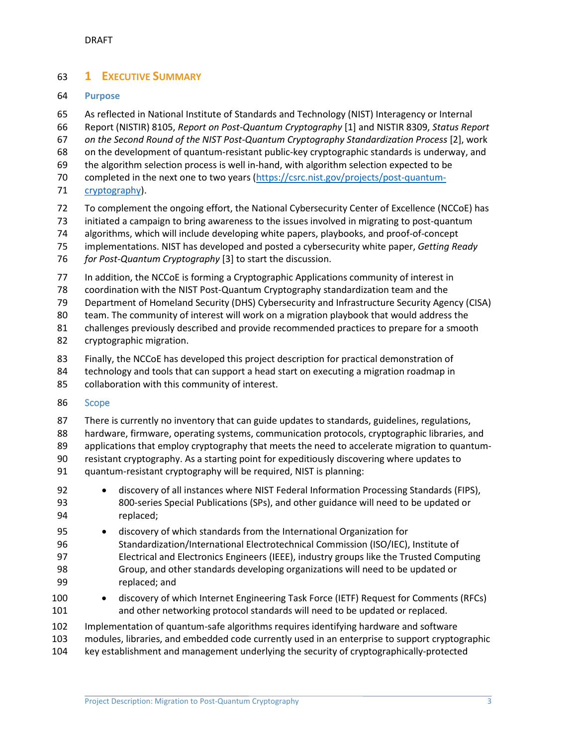# 1 Executive Summary

## Purpose

As reflected in National Institute of Standards and Technology (NIST) Interagency or Internal Report (NISTIR) 8105, *Report on Post-Quantum Cryptography* [1] and NISTIR 8309, *Status Report on the Second Round of the NIST Post-Quantum Cryptography Standardization Process* [2], work on the development of quantum-resistant public-key cryptographic standards is underway, and the algorithm selection process is well in-hand, with algorithm selection expected to be completed in the next one to two years (https://csrc.nist.gov/projects/post-quantum-cryptography).

To complement the ongoing effort, the National Cybersecurity Center of Excellence (NCCoE) has initiated a campaign to bring awareness to the issues involved in migrating to post-quantum algorithms, which will include developing white papers, playbooks, and proof-of-concept implementations. NIST has developed and posted a cybersecurity white paper, *Getting Ready for Post-Quantum Cryptography* [3] to start the discussion.

In addition, the NCCoE is forming a Cryptographic Applications community of interest in coordination with the NIST Post-Quantum Cryptography standardization team and the Department of Homeland Security (DHS) Cybersecurity and Infrastructure Security Agency (CISA) team. The community of interest will work on a migration playbook that would address the challenges previously described and provide recommended practices to prepare for a smooth cryptographic migration.

Finally, the NCCoE has developed this project description for practical demonstration of technology and tools that can support a head start on executing a migration roadmap in collaboration with this community of interest.

## Scope

There is currently no inventory that can guide updates to standards, guidelines, regulations, hardware, firmware, operating systems, communication protocols, cryptographic libraries, and applications that employ cryptography that meets the need to accelerate migration to quantum-resistant cryptography. As a starting point for expeditiously discovering where updates to quantum-resistant cryptography will be required, NIST is planning:

- discovery of all instances where NIST Federal Information Processing Standards (FIPS), 800-series Special Publications (SPs), and other guidance will need to be updated or replaced;
- discovery of which standards from the International Organization for Standardization/International Electrotechnical Commission (ISO/IEC), Institute of Electrical and Electronics Engineers (IEEE), industry groups like the Trusted Computing Group, and other standards developing organizations will need to be updated or replaced; and
- discovery of which Internet Engineering Task Force (IETF) Request for Comments (RFCs) and other networking protocol standards will need to be updated or replaced.

Implementation of quantum-safe algorithms requires identifying hardware and software modules, libraries, and embedded code currently used in an enterprise to support cryptographic key establishment and management underlying the security of cryptographically-protected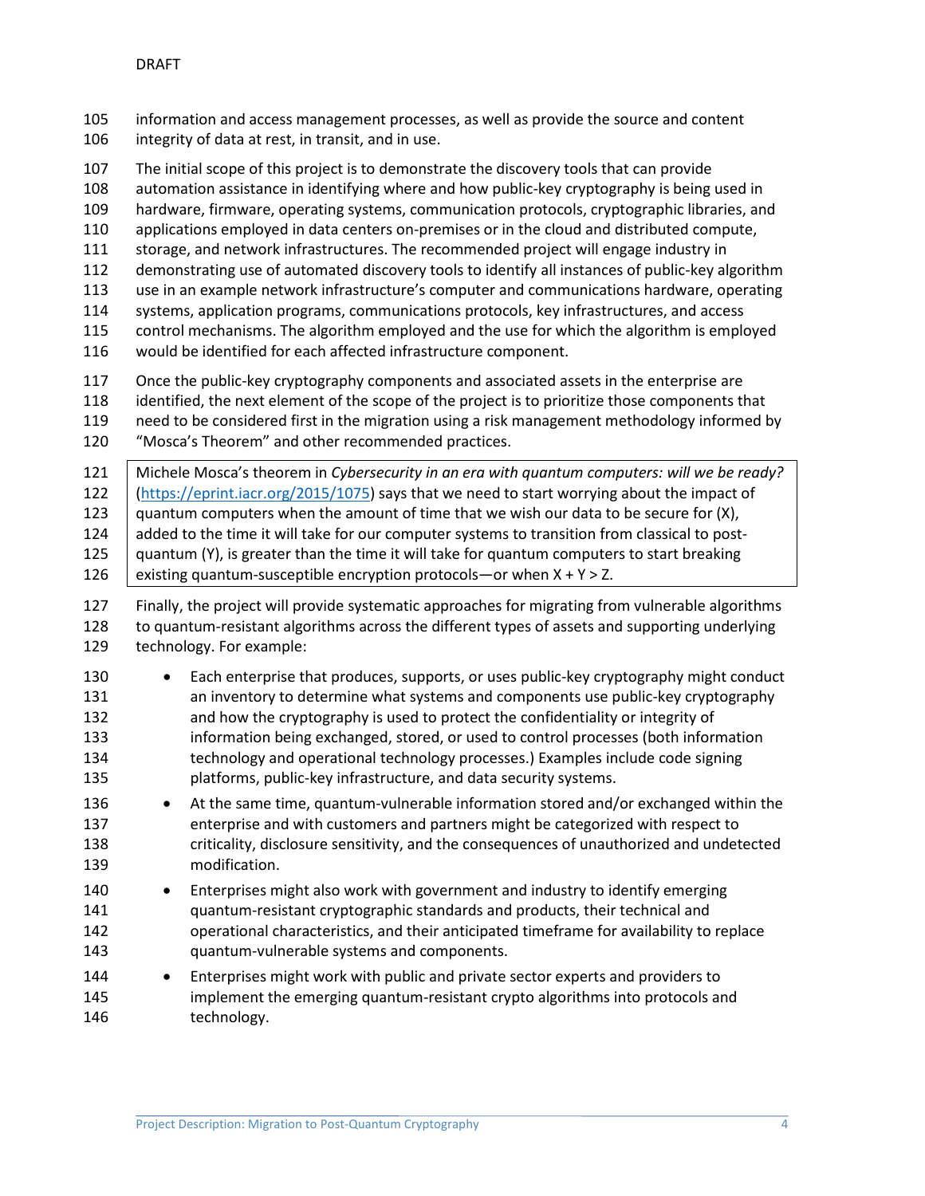information and access management processes, as well as provide the source and content integrity of data at rest, in transit, and in use.

The initial scope of this project is to demonstrate the discovery tools that can provide automation assistance in identifying where and how public-key cryptography is being used in hardware, firmware, operating systems, communication protocols, cryptographic libraries, and applications employed in data centers on-premises or in the cloud and distributed compute, storage, and network infrastructures. The recommended project will engage industry in demonstrating use of automated discovery tools to identify all instances of public-key algorithm use in an example network infrastructure's computer and communications hardware, operating systems, application programs, communications protocols, key infrastructures, and access control mechanisms. The algorithm employed and the use for which the algorithm is employed would be identified for each affected infrastructure component.

Once the public-key cryptography components and associated assets in the enterprise are identified, the next element of the scope of the project is to prioritize those components that need to be considered first in the migration using a risk management methodology informed by "Mosca's Theorem" and other recommended practices.

> Michele Mosca's theorem in *Cybersecurity in an era with quantum computers: will we be ready?* (https://eprint.iacr.org/2015/1075) says that we need to start worrying about the impact of quantum computers when the amount of time that we wish our data to be secure for (X), added to the time it will take for our computer systems to transition from classical to post-quantum (Y), is greater than the time it will take for quantum computers to start breaking existing quantum-susceptible encryption protocols—or when $X + Y > Z$.

Finally, the project will provide systematic approaches for migrating from vulnerable algorithms to quantum-resistant algorithms across the different types of assets and supporting underlying technology. For example:

- Each enterprise that produces, supports, or uses public-key cryptography might conduct an inventory to determine what systems and components use public-key cryptography and how the cryptography is used to protect the confidentiality or integrity of information being exchanged, stored, or used to control processes (both information technology and operational technology processes.) Examples include code signing platforms, public-key infrastructure, and data security systems.
- At the same time, quantum-vulnerable information stored and/or exchanged within the enterprise and with customers and partners might be categorized with respect to criticality, disclosure sensitivity, and the consequences of unauthorized and undetected modification.
- Enterprises might also work with government and industry to identify emerging quantum-resistant cryptographic standards and products, their technical and operational characteristics, and their anticipated timeframe for availability to replace quantum-vulnerable systems and components.
- Enterprises might work with public and private sector experts and providers to implement the emerging quantum-resistant crypto algorithms into protocols and technology.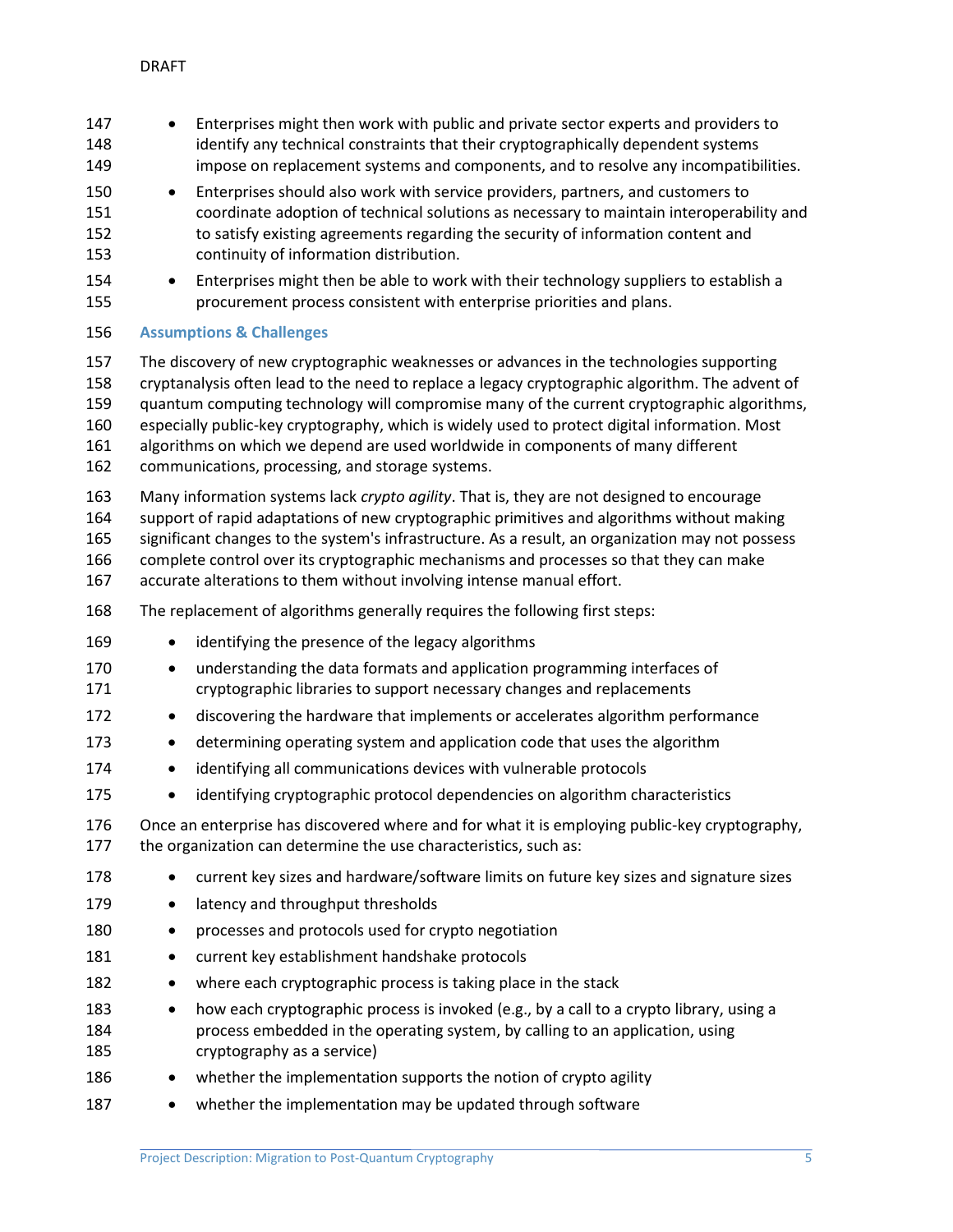- Enterprises might then work with public and private sector experts and providers to identify any technical constraints that their cryptographically dependent systems impose on replacement systems and components, and to resolve any incompatibilities.
- Enterprises should also work with service providers, partners, and customers to coordinate adoption of technical solutions as necessary to maintain interoperability and to satisfy existing agreements regarding the security of information content and continuity of information distribution.
- Enterprises might then be able to work with their technology suppliers to establish a procurement process consistent with enterprise priorities and plans.

## Assumptions & Challenges

The discovery of new cryptographic weaknesses or advances in the technologies supporting cryptanalysis often lead to the need to replace a legacy cryptographic algorithm. The advent of quantum computing technology will compromise many of the current cryptographic algorithms, especially public-key cryptography, which is widely used to protect digital information. Most algorithms on which we depend are used worldwide in components of many different communications, processing, and storage systems.

Many information systems lack *crypto agility*. That is, they are not designed to encourage support of rapid adaptations of new cryptographic primitives and algorithms without making significant changes to the system's infrastructure. As a result, an organization may not possess complete control over its cryptographic mechanisms and processes so that they can make accurate alterations to them without involving intense manual effort.

The replacement of algorithms generally requires the following first steps:

- identifying the presence of the legacy algorithms
- understanding the data formats and application programming interfaces of cryptographic libraries to support necessary changes and replacements
- discovering the hardware that implements or accelerates algorithm performance
- determining operating system and application code that uses the algorithm
- identifying all communications devices with vulnerable protocols
- identifying cryptographic protocol dependencies on algorithm characteristics

Once an enterprise has discovered where and for what it is employing public-key cryptography, the organization can determine the use characteristics, such as:

- current key sizes and hardware/software limits on future key sizes and signature sizes
- latency and throughput thresholds
- processes and protocols used for crypto negotiation
- current key establishment handshake protocols
- where each cryptographic process is taking place in the stack
- how each cryptographic process is invoked (e.g., by a call to a crypto library, using a process embedded in the operating system, by calling to an application, using cryptography as a service)
- whether the implementation supports the notion of crypto agility
- whether the implementation may be updated through software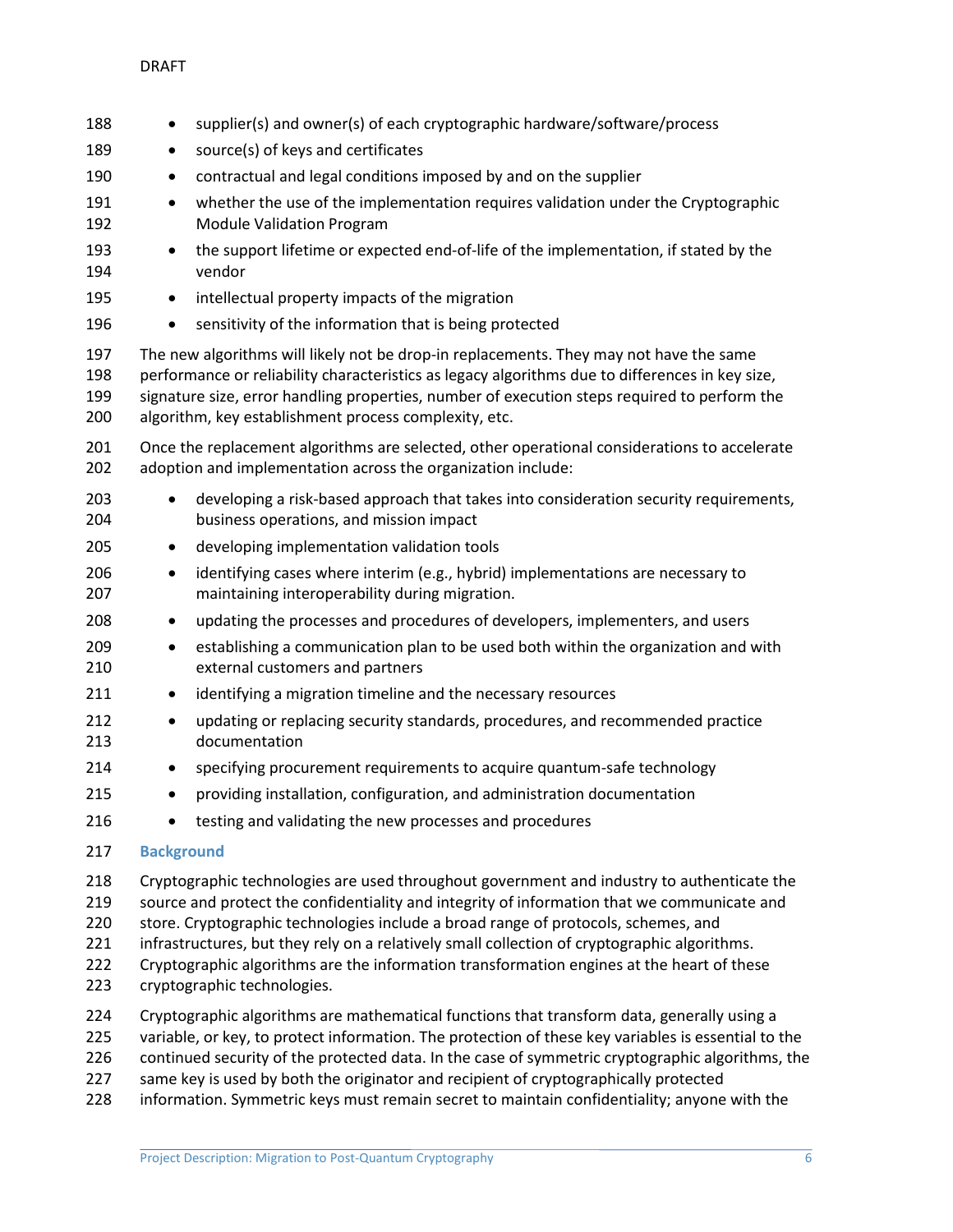- supplier(s) and owner(s) of each cryptographic hardware/software/process
- source(s) of keys and certificates
- contractual and legal conditions imposed by and on the supplier
- whether the use of the implementation requires validation under the Cryptographic Module Validation Program
- the support lifetime or expected end-of-life of the implementation, if stated by the vendor
- intellectual property impacts of the migration
- sensitivity of the information that is being protected

The new algorithms will likely not be drop-in replacements. They may not have the same performance or reliability characteristics as legacy algorithms due to differences in key size, signature size, error handling properties, number of execution steps required to perform the algorithm, key establishment process complexity, etc.

Once the replacement algorithms are selected, other operational considerations to accelerate adoption and implementation across the organization include:

- developing a risk-based approach that takes into consideration security requirements, business operations, and mission impact
- developing implementation validation tools
- identifying cases where interim (e.g., hybrid) implementations are necessary to maintaining interoperability during migration.
- updating the processes and procedures of developers, implementers, and users
- establishing a communication plan to be used both within the organization and with external customers and partners
- identifying a migration timeline and the necessary resources
- updating or replacing security standards, procedures, and recommended practice documentation
- specifying procurement requirements to acquire quantum-safe technology
- providing installation, configuration, and administration documentation
- testing and validating the new processes and procedures

## Background

Cryptographic technologies are used throughout government and industry to authenticate the source and protect the confidentiality and integrity of information that we communicate and store. Cryptographic technologies include a broad range of protocols, schemes, and infrastructures, but they rely on a relatively small collection of cryptographic algorithms. Cryptographic algorithms are the information transformation engines at the heart of these cryptographic technologies.

Cryptographic algorithms are mathematical functions that transform data, generally using a variable, or key, to protect information. The protection of these key variables is essential to the continued security of the protected data. In the case of symmetric cryptographic algorithms, the same key is used by both the originator and recipient of cryptographically protected information. Symmetric keys must remain secret to maintain confidentiality; anyone with the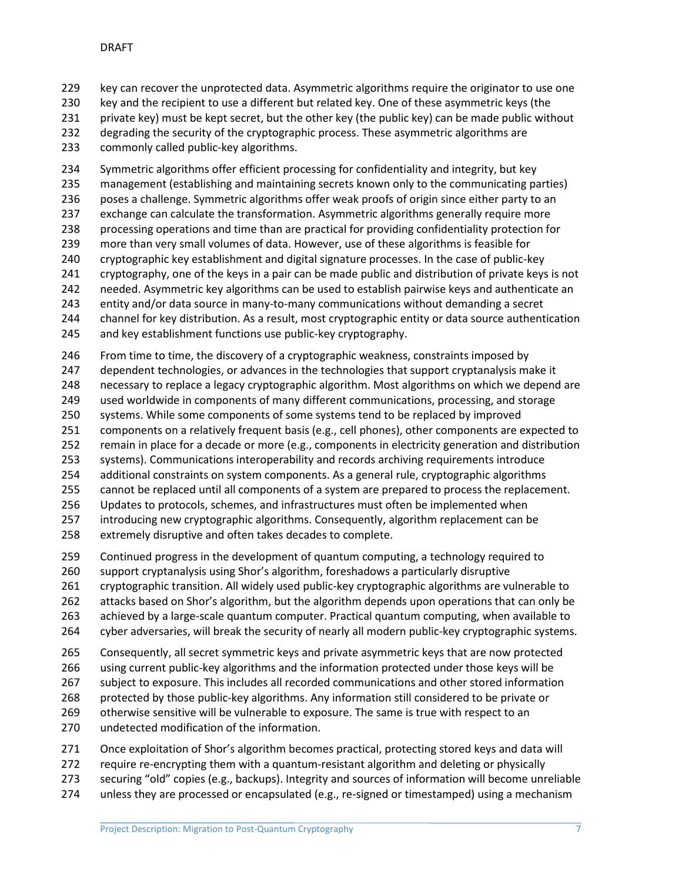key can recover the unprotected data. Asymmetric algorithms require the originator to use one key and the recipient to use a different but related key. One of these asymmetric keys (the private key) must be kept secret, but the other key (the public key) can be made public without degrading the security of the cryptographic process. These asymmetric algorithms are commonly called public-key algorithms.

Symmetric algorithms offer efficient processing for confidentiality and integrity, but key management (establishing and maintaining secrets known only to the communicating parties) poses a challenge. Symmetric algorithms offer weak proofs of origin since either party to an exchange can calculate the transformation. Asymmetric algorithms generally require more processing operations and time than are practical for providing confidentiality protection for more than very small volumes of data. However, use of these algorithms is feasible for cryptographic key establishment and digital signature processes. In the case of public-key cryptography, one of the keys in a pair can be made public and distribution of private keys is not needed. Asymmetric key algorithms can be used to establish pairwise keys and authenticate an entity and/or data source in many-to-many communications without demanding a secret channel for key distribution. As a result, most cryptographic entity or data source authentication and key establishment functions use public-key cryptography.

From time to time, the discovery of a cryptographic weakness, constraints imposed by dependent technologies, or advances in the technologies that support cryptanalysis make it necessary to replace a legacy cryptographic algorithm. Most algorithms on which we depend are used worldwide in components of many different communications, processing, and storage systems. While some components of some systems tend to be replaced by improved components on a relatively frequent basis (e.g., cell phones), other components are expected to remain in place for a decade or more (e.g., components in electricity generation and distribution systems). Communications interoperability and records archiving requirements introduce additional constraints on system components. As a general rule, cryptographic algorithms cannot be replaced until all components of a system are prepared to process the replacement. Updates to protocols, schemes, and infrastructures must often be implemented when introducing new cryptographic algorithms. Consequently, algorithm replacement can be extremely disruptive and often takes decades to complete.

Continued progress in the development of quantum computing, a technology required to support cryptanalysis using Shor's algorithm, foreshadows a particularly disruptive cryptographic transition. All widely used public-key cryptographic algorithms are vulnerable to attacks based on Shor's algorithm, but the algorithm depends upon operations that can only be achieved by a large-scale quantum computer. Practical quantum computing, when available to cyber adversaries, will break the security of nearly all modern public-key cryptographic systems.

Consequently, all secret symmetric keys and private asymmetric keys that are now protected using current public-key algorithms and the information protected under those keys will be subject to exposure. This includes all recorded communications and other stored information protected by those public-key algorithms. Any information still considered to be private or otherwise sensitive will be vulnerable to exposure. The same is true with respect to an undetected modification of the information.

Once exploitation of Shor's algorithm becomes practical, protecting stored keys and data will require re-encrypting them with a quantum-resistant algorithm and deleting or physically securing "old" copies (e.g., backups). Integrity and sources of information will become unreliable unless they are processed or encapsulated (e.g., re-signed or timestamped) using a mechanism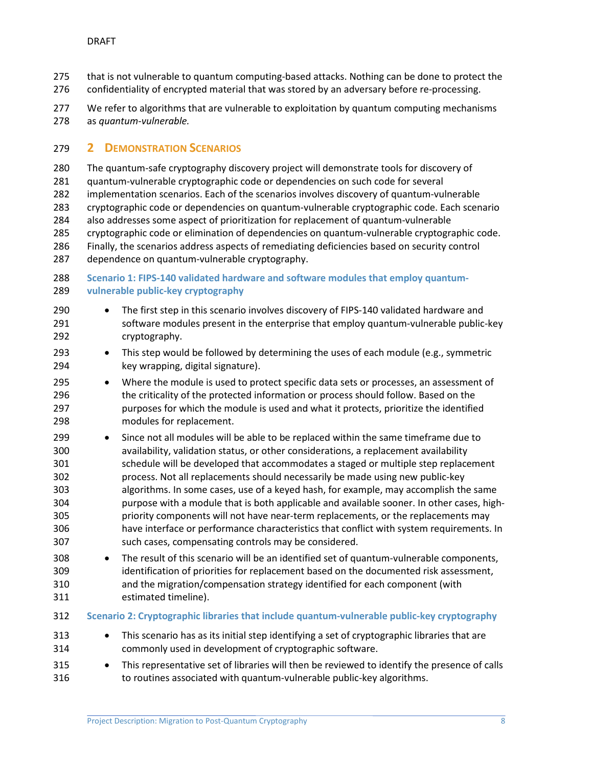that is not vulnerable to quantum computing-based attacks. Nothing can be done to protect the confidentiality of encrypted material that was stored by an adversary before re-processing.

We refer to algorithms that are vulnerable to exploitation by quantum computing mechanisms as *quantum-vulnerable.*

# 2 Demonstration Scenarios

The quantum-safe cryptography discovery project will demonstrate tools for discovery of quantum-vulnerable cryptographic code or dependencies on such code for several implementation scenarios. Each of the scenarios involves discovery of quantum-vulnerable cryptographic code or dependencies on quantum-vulnerable cryptographic code. Each scenario also addresses some aspect of prioritization for replacement of quantum-vulnerable cryptographic code or elimination of dependencies on quantum-vulnerable cryptographic code. Finally, the scenarios address aspects of remediating deficiencies based on security control dependence on quantum-vulnerable cryptography.

**Scenario 1: FIPS-140 validated hardware and software modules that employ quantum-vulnerable public-key cryptography**

- The first step in this scenario involves discovery of FIPS-140 validated hardware and software modules present in the enterprise that employ quantum-vulnerable public-key cryptography.
- This step would be followed by determining the uses of each module (e.g., symmetric key wrapping, digital signature).
- Where the module is used to protect specific data sets or processes, an assessment of the criticality of the protected information or process should follow. Based on the purposes for which the module is used and what it protects, prioritize the identified modules for replacement.
- Since not all modules will be able to be replaced within the same timeframe due to availability, validation status, or other considerations, a replacement availability schedule will be developed that accommodates a staged or multiple step replacement process. Not all replacements should necessarily be made using new public-key algorithms. In some cases, use of a keyed hash, for example, may accomplish the same purpose with a module that is both applicable and available sooner. In other cases, high-priority components will not have near-term replacements, or the replacements may have interface or performance characteristics that conflict with system requirements. In such cases, compensating controls may be considered.
- The result of this scenario will be an identified set of quantum-vulnerable components, identification of priorities for replacement based on the documented risk assessment, and the migration/compensation strategy identified for each component (with estimated timeline).

**Scenario 2: Cryptographic libraries that include quantum-vulnerable public-key cryptography**

- This scenario has as its initial step identifying a set of cryptographic libraries that are commonly used in development of cryptographic software.
- This representative set of libraries will then be reviewed to identify the presence of calls to routines associated with quantum-vulnerable public-key algorithms.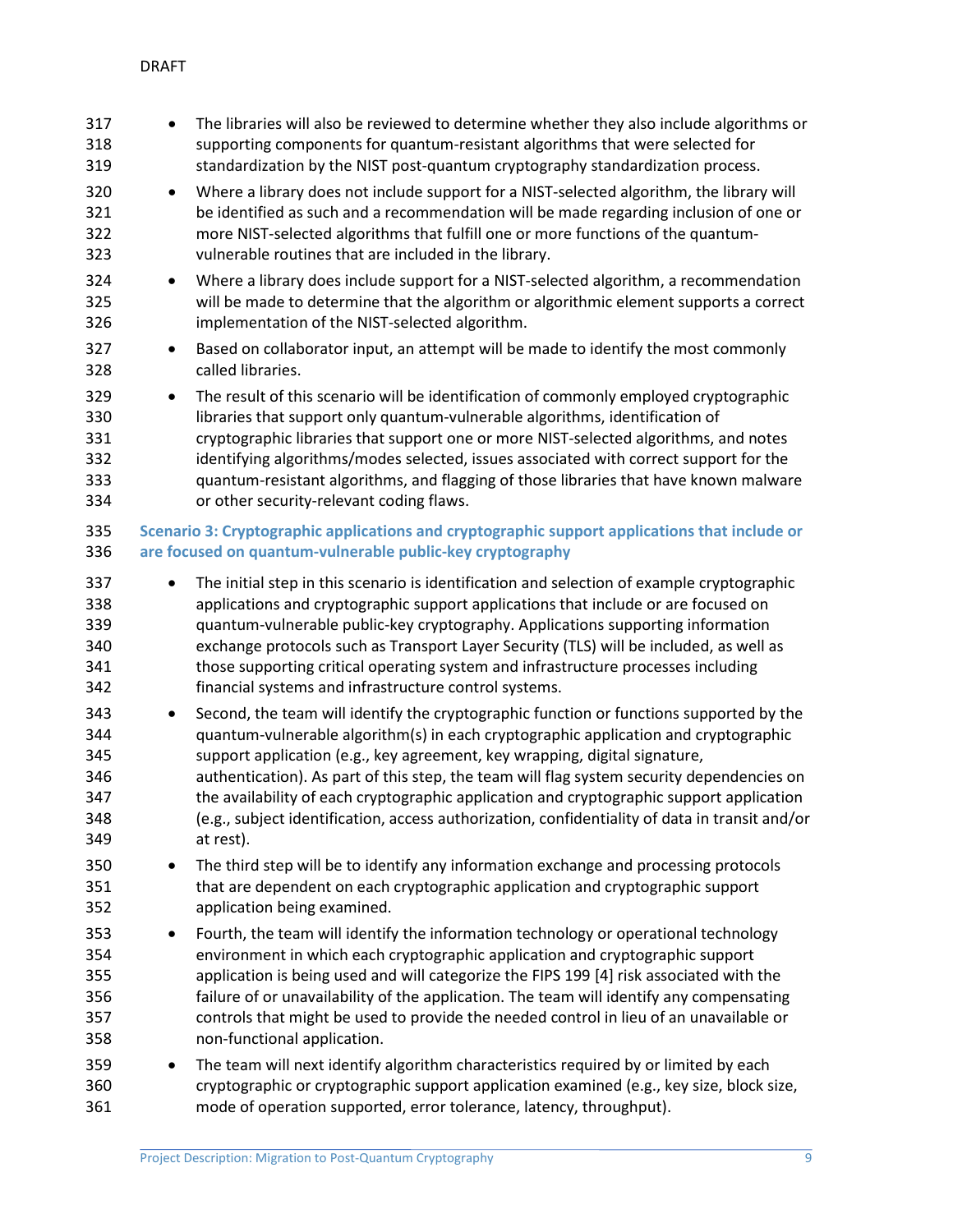- The libraries will also be reviewed to determine whether they also include algorithms or supporting components for quantum-resistant algorithms that were selected for standardization by the NIST post-quantum cryptography standardization process.
- Where a library does not include support for a NIST-selected algorithm, the library will be identified as such and a recommendation will be made regarding inclusion of one or more NIST-selected algorithms that fulfill one or more functions of the quantum-vulnerable routines that are included in the library.
- Where a library does include support for a NIST-selected algorithm, a recommendation will be made to determine that the algorithm or algorithmic element supports a correct implementation of the NIST-selected algorithm.
- Based on collaborator input, an attempt will be made to identify the most commonly called libraries.
- The result of this scenario will be identification of commonly employed cryptographic libraries that support only quantum-vulnerable algorithms, identification of cryptographic libraries that support one or more NIST-selected algorithms, and notes identifying algorithms/modes selected, issues associated with correct support for the quantum-resistant algorithms, and flagging of those libraries that have known malware or other security-relevant coding flaws.

#### Scenario 3: Cryptographic applications and cryptographic support applications that include or are focused on quantum-vulnerable public-key cryptography

- The initial step in this scenario is identification and selection of example cryptographic applications and cryptographic support applications that include or are focused on quantum-vulnerable public-key cryptography. Applications supporting information exchange protocols such as Transport Layer Security (TLS) will be included, as well as those supporting critical operating system and infrastructure processes including financial systems and infrastructure control systems.
- Second, the team will identify the cryptographic function or functions supported by the quantum-vulnerable algorithm(s) in each cryptographic application and cryptographic support application (e.g., key agreement, key wrapping, digital signature, authentication). As part of this step, the team will flag system security dependencies on the availability of each cryptographic application and cryptographic support application (e.g., subject identification, access authorization, confidentiality of data in transit and/or at rest).
- The third step will be to identify any information exchange and processing protocols that are dependent on each cryptographic application and cryptographic support application being examined.
- Fourth, the team will identify the information technology or operational technology environment in which each cryptographic application and cryptographic support application is being used and will categorize the FIPS 199 [4] risk associated with the failure of or unavailability of the application. The team will identify any compensating controls that might be used to provide the needed control in lieu of an unavailable or non-functional application.
- The team will next identify algorithm characteristics required by or limited by each cryptographic or cryptographic support application examined (e.g., key size, block size, mode of operation supported, error tolerance, latency, throughput).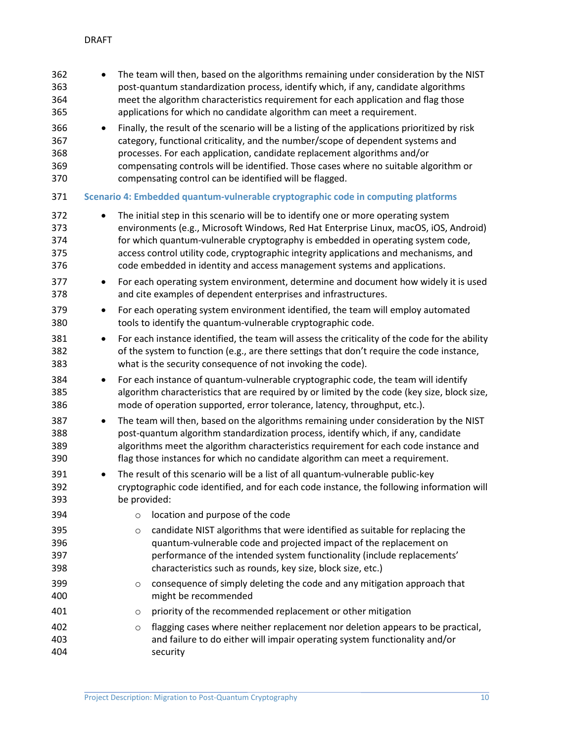- The team will then, based on the algorithms remaining under consideration by the NIST post-quantum standardization process, identify which, if any, candidate algorithms meet the algorithm characteristics requirement for each application and flag those applications for which no candidate algorithm can meet a requirement.
- Finally, the result of the scenario will be a listing of the applications prioritized by risk category, functional criticality, and the number/scope of dependent systems and processes. For each application, candidate replacement algorithms and/or compensating controls will be identified. Those cases where no suitable algorithm or compensating control can be identified will be flagged.

### Scenario 4: Embedded quantum-vulnerable cryptographic code in computing platforms

- The initial step in this scenario will be to identify one or more operating system environments (e.g., Microsoft Windows, Red Hat Enterprise Linux, macOS, iOS, Android) for which quantum-vulnerable cryptography is embedded in operating system code, access control utility code, cryptographic integrity applications and mechanisms, and code embedded in identity and access management systems and applications.
- For each operating system environment, determine and document how widely it is used and cite examples of dependent enterprises and infrastructures.
- For each operating system environment identified, the team will employ automated tools to identify the quantum-vulnerable cryptographic code.
- For each instance identified, the team will assess the criticality of the code for the ability of the system to function (e.g., are there settings that don't require the code instance, what is the security consequence of not invoking the code).
- For each instance of quantum-vulnerable cryptographic code, the team will identify algorithm characteristics that are required by or limited by the code (key size, block size, mode of operation supported, error tolerance, latency, throughput, etc.).
- The team will then, based on the algorithms remaining under consideration by the NIST post-quantum algorithm standardization process, identify which, if any, candidate algorithms meet the algorithm characteristics requirement for each code instance and flag those instances for which no candidate algorithm can meet a requirement.
- The result of this scenario will be a list of all quantum-vulnerable public-key cryptographic code identified, and for each code instance, the following information will be provided:
  - location and purpose of the code
  - candidate NIST algorithms that were identified as suitable for replacing the quantum-vulnerable code and projected impact of the replacement on performance of the intended system functionality (include replacements' characteristics such as rounds, key size, block size, etc.)
  - consequence of simply deleting the code and any mitigation approach that might be recommended
  - priority of the recommended replacement or other mitigation
  - flagging cases where neither replacement nor deletion appears to be practical, and failure to do either will impair operating system functionality and/or security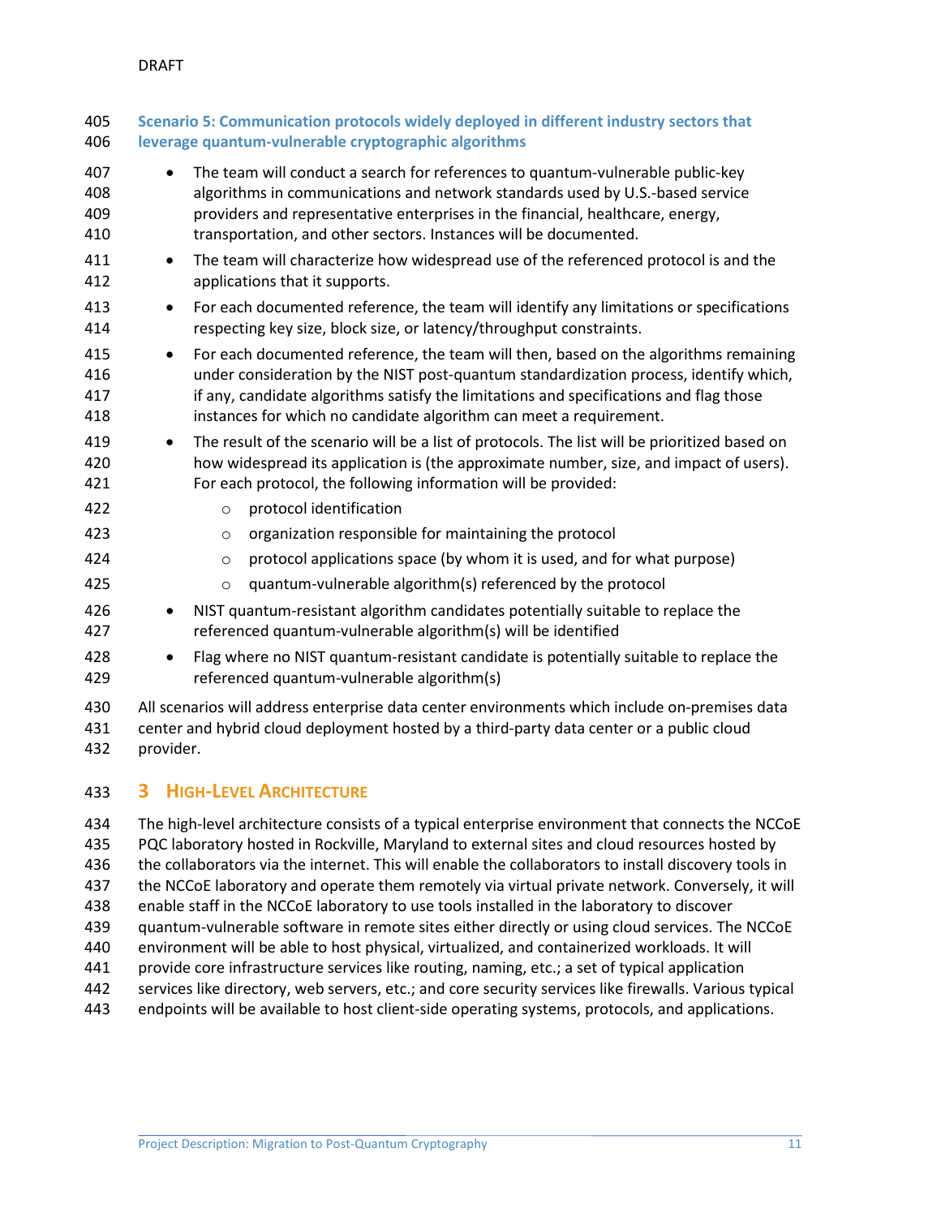**Scenario 5: Communication protocols widely deployed in different industry sectors that leverage quantum-vulnerable cryptographic algorithms**

- The team will conduct a search for references to quantum-vulnerable public-key algorithms in communications and network standards used by U.S.-based service providers and representative enterprises in the financial, healthcare, energy, transportation, and other sectors. Instances will be documented.
- The team will characterize how widespread use of the referenced protocol is and the applications that it supports.
- For each documented reference, the team will identify any limitations or specifications respecting key size, block size, or latency/throughput constraints.
- For each documented reference, the team will then, based on the algorithms remaining under consideration by the NIST post-quantum standardization process, identify which, if any, candidate algorithms satisfy the limitations and specifications and flag those instances for which no candidate algorithm can meet a requirement.
- The result of the scenario will be a list of protocols. The list will be prioritized based on how widespread its application is (the approximate number, size, and impact of users). For each protocol, the following information will be provided:
    - protocol identification
    - organization responsible for maintaining the protocol
    - protocol applications space (by whom it is used, and for what purpose)
    - quantum-vulnerable algorithm(s) referenced by the protocol
- NIST quantum-resistant algorithm candidates potentially suitable to replace the referenced quantum-vulnerable algorithm(s) will be identified
- Flag where no NIST quantum-resistant candidate is potentially suitable to replace the referenced quantum-vulnerable algorithm(s)

All scenarios will address enterprise data center environments which include on-premises data center and hybrid cloud deployment hosted by a third-party data center or a public cloud provider.

# 3 High-Level Architecture

The high-level architecture consists of a typical enterprise environment that connects the NCCoE PQC laboratory hosted in Rockville, Maryland to external sites and cloud resources hosted by the collaborators via the internet. This will enable the collaborators to install discovery tools in the NCCoE laboratory and operate them remotely via virtual private network. Conversely, it will enable staff in the NCCoE laboratory to use tools installed in the laboratory to discover quantum-vulnerable software in remote sites either directly or using cloud services. The NCCoE environment will be able to host physical, virtualized, and containerized workloads. It will provide core infrastructure services like routing, naming, etc.; a set of typical application services like directory, web servers, etc.; and core security services like firewalls. Various typical endpoints will be available to host client-side operating systems, protocols, and applications.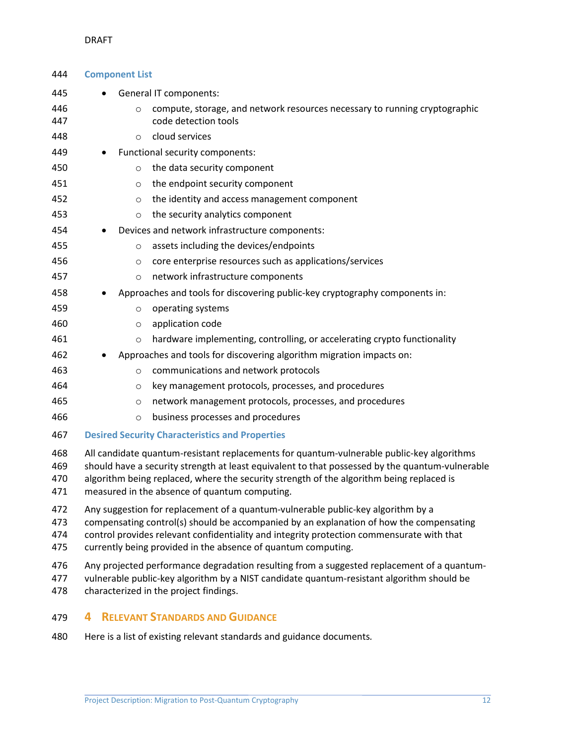### Component List

- General IT components:
  - compute, storage, and network resources necessary to running cryptographic code detection tools
  - cloud services
- Functional security components:
  - the data security component
  - the endpoint security component
  - the identity and access management component
  - the security analytics component
- Devices and network infrastructure components:
  - assets including the devices/endpoints
  - core enterprise resources such as applications/services
  - network infrastructure components
- Approaches and tools for discovering public-key cryptography components in:
  - operating systems
  - application code
  - hardware implementing, controlling, or accelerating crypto functionality
- Approaches and tools for discovering algorithm migration impacts on:
  - communications and network protocols
  - key management protocols, processes, and procedures
  - network management protocols, processes, and procedures
  - business processes and procedures

### Desired Security Characteristics and Properties

All candidate quantum-resistant replacements for quantum-vulnerable public-key algorithms should have a security strength at least equivalent to that possessed by the quantum-vulnerable algorithm being replaced, where the security strength of the algorithm being replaced is measured in the absence of quantum computing.

Any suggestion for replacement of a quantum-vulnerable public-key algorithm by a compensating control(s) should be accompanied by an explanation of how the compensating control provides relevant confidentiality and integrity protection commensurate with that currently being provided in the absence of quantum computing.

Any projected performance degradation resulting from a suggested replacement of a quantum-vulnerable public-key algorithm by a NIST candidate quantum-resistant algorithm should be characterized in the project findings.

## 4 Relevant Standards and Guidance

Here is a list of existing relevant standards and guidance documents.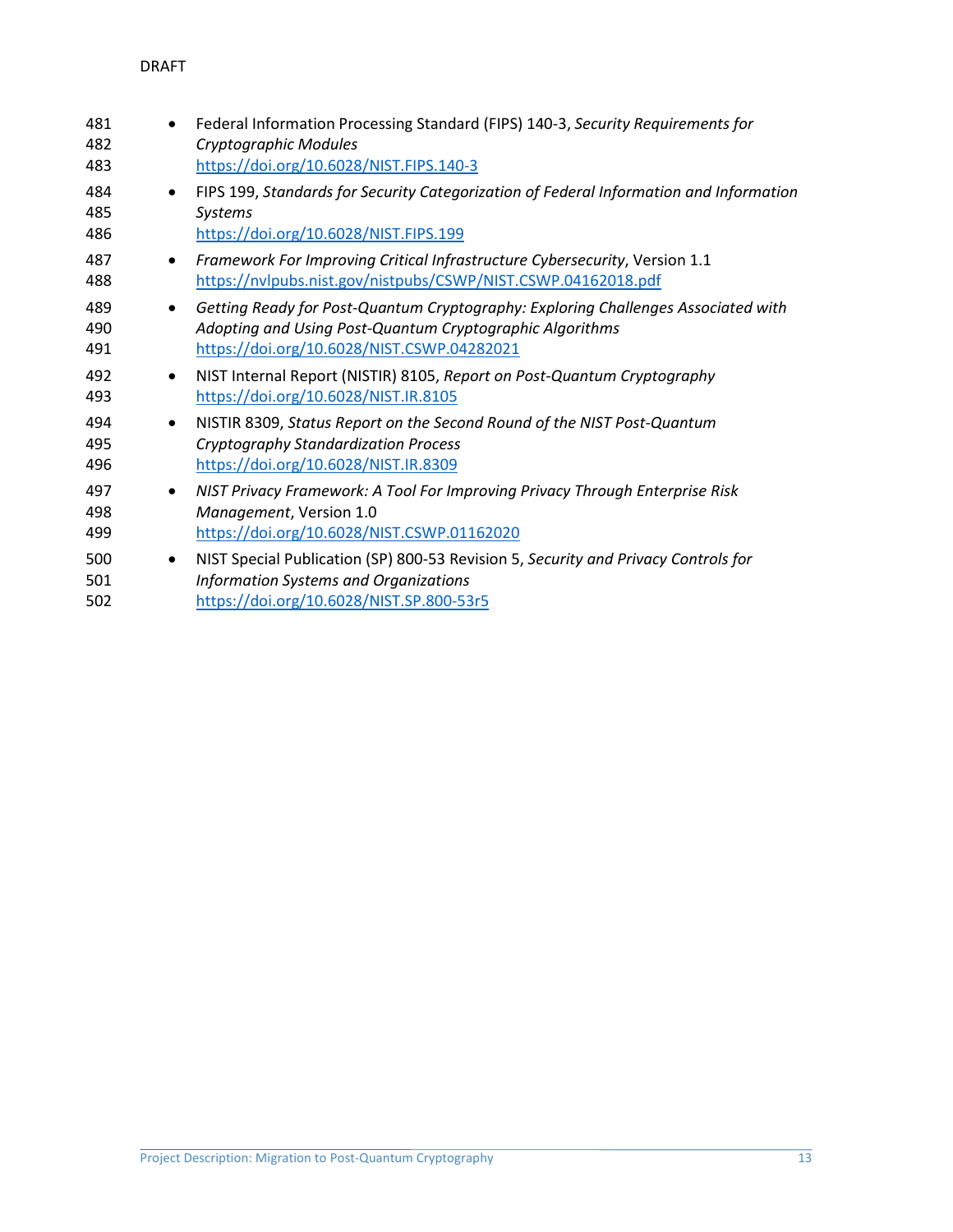- Federal Information Processing Standard (FIPS) 140-3, *Security Requirements for Cryptographic Modules*
  https://doi.org/10.6028/NIST.FIPS.140-3
- FIPS 199, *Standards for Security Categorization of Federal Information and Information Systems*
  https://doi.org/10.6028/NIST.FIPS.199
- *Framework For Improving Critical Infrastructure Cybersecurity*, Version 1.1
  https://nvlpubs.nist.gov/nistpubs/CSWP/NIST.CSWP.04162018.pdf
- *Getting Ready for Post-Quantum Cryptography: Exploring Challenges Associated with Adopting and Using Post-Quantum Cryptographic Algorithms*
  https://doi.org/10.6028/NIST.CSWP.04282021
- NIST Internal Report (NISTIR) 8105, *Report on Post-Quantum Cryptography*
  https://doi.org/10.6028/NIST.IR.8105
- NISTIR 8309, *Status Report on the Second Round of the NIST Post-Quantum Cryptography Standardization Process*
  https://doi.org/10.6028/NIST.IR.8309
- *NIST Privacy Framework: A Tool For Improving Privacy Through Enterprise Risk Management*, Version 1.0
  https://doi.org/10.6028/NIST.CSWP.01162020
- NIST Special Publication (SP) 800-53 Revision 5, *Security and Privacy Controls for Information Systems and Organizations*
  https://doi.org/10.6028/NIST.SP.800-53r5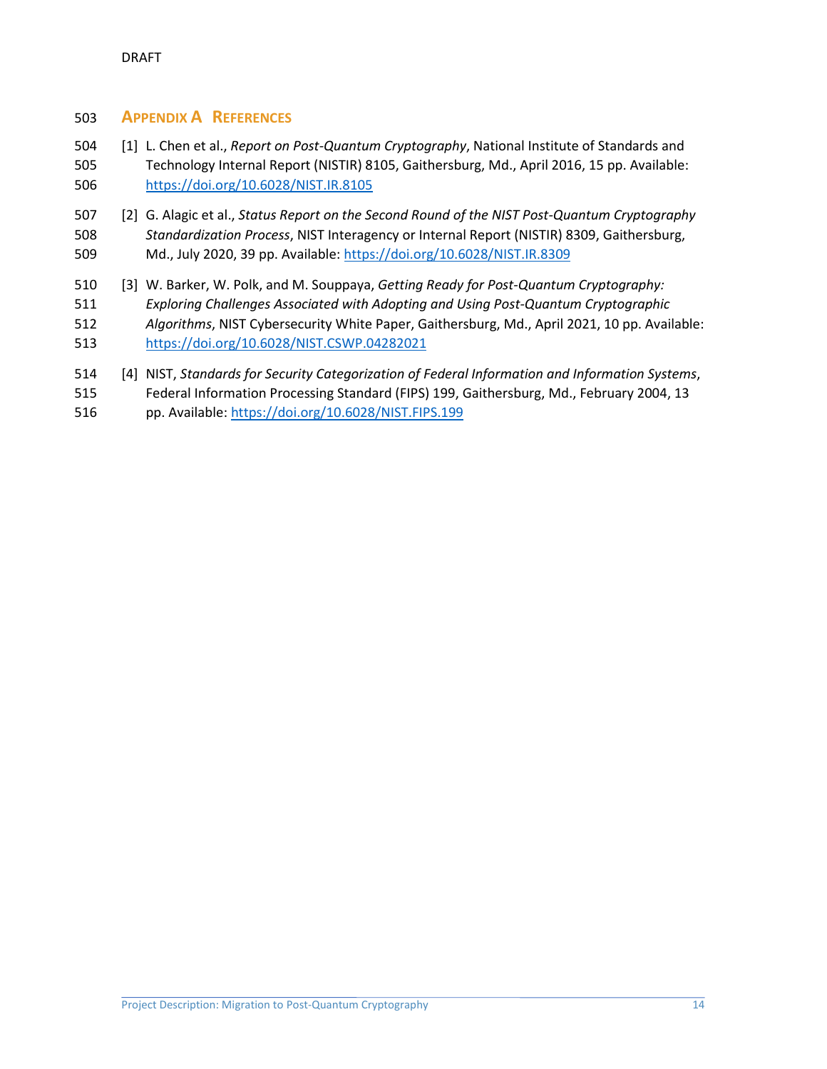# Appendix A References

[1] L. Chen et al., *Report on Post-Quantum Cryptography*, National Institute of Standards and Technology Internal Report (NISTIR) 8105, Gaithersburg, Md., April 2016, 15 pp. Available: https://doi.org/10.6028/NIST.IR.8105

[2] G. Alagic et al., *Status Report on the Second Round of the NIST Post-Quantum Cryptography Standardization Process*, NIST Interagency or Internal Report (NISTIR) 8309, Gaithersburg, Md., July 2020, 39 pp. Available: https://doi.org/10.6028/NIST.IR.8309

[3] W. Barker, W. Polk, and M. Souppaya, *Getting Ready for Post-Quantum Cryptography: Exploring Challenges Associated with Adopting and Using Post-Quantum Cryptographic Algorithms*, NIST Cybersecurity White Paper, Gaithersburg, Md., April 2021, 10 pp. Available: https://doi.org/10.6028/NIST.CSWP.04282021

[4] NIST, *Standards for Security Categorization of Federal Information and Information Systems*, Federal Information Processing Standard (FIPS) 199, Gaithersburg, Md., February 2004, 13 pp. Available: https://doi.org/10.6028/NIST.FIPS.199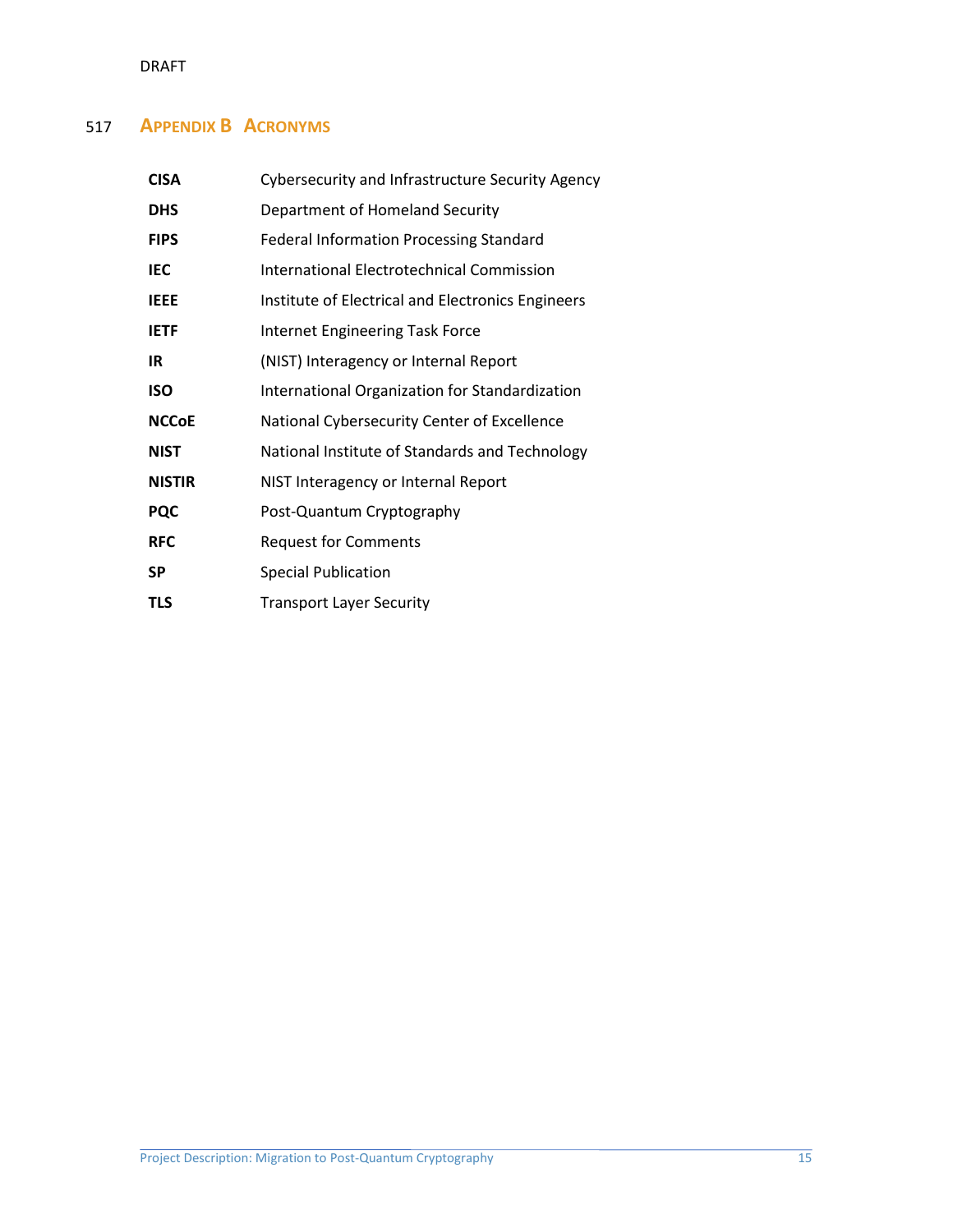# Appendix B Acronyms

| | |
|---|---|
| **CISA** | Cybersecurity and Infrastructure Security Agency |
| **DHS** | Department of Homeland Security |
| **FIPS** | Federal Information Processing Standard |
| **IEC** | International Electrotechnical Commission |
| **IEEE** | Institute of Electrical and Electronics Engineers |
| **IETF** | Internet Engineering Task Force |
| **IR** | (NIST) Interagency or Internal Report |
| **ISO** | International Organization for Standardization |
| **NCCoE** | National Cybersecurity Center of Excellence |
| **NIST** | National Institute of Standards and Technology |
| **NISTIR** | NIST Interagency or Internal Report |
| **PQC** | Post-Quantum Cryptography |
| **RFC** | Request for Comments |
| **SP** | Special Publication |
| **TLS** | Transport Layer Security |